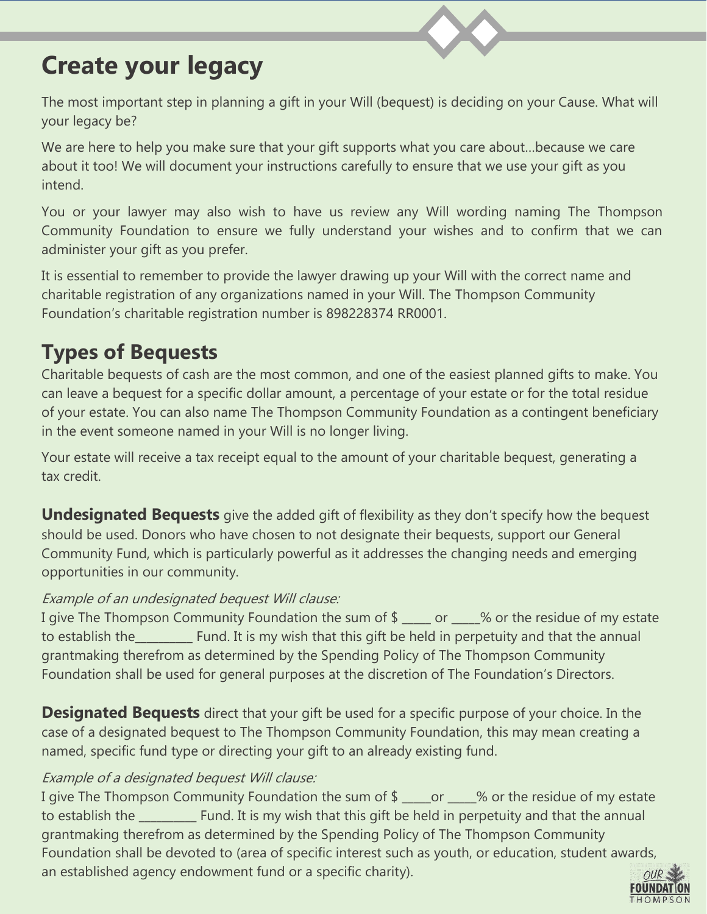# Create your legacy

The most important step in planning a gift in your Will (bequest) is deciding on your Cause. What will your legacy be?

We are here to help you make sure that your gift supports what you care about…because we care about it too! We will document your instructions carefully to ensure that we use your gift as you intend.

You or your lawyer may also wish to have us review any Will wording naming The Thompson Community Foundation to ensure we fully understand your wishes and to confirm that we can administer your gift as you prefer.

It is essential to remember to provide the lawyer drawing up your Will with the correct name and charitable registration of any organizations named in your Will. The Thompson Community Foundation's charitable registration number is 898228374 RR0001.

## Types of Bequests

Charitable bequests of cash are the most common, and one of the easiest planned gifts to make. You can leave a bequest for a specific dollar amount, a percentage of your estate or for the total residue of your estate. You can also name The Thompson Community Foundation as a contingent beneficiary in the event someone named in your Will is no longer living.

Your estate will receive a tax receipt equal to the amount of your charitable bequest, generating a tax credit.

**Undesignated Bequests** give the added gift of flexibility as they don't specify how the bequest should be used. Donors who have chosen to not designate their bequests, support our General Community Fund, which is particularly powerful as it addresses the changing needs and emerging opportunities in our community.

*Example of an undesignated bequest Will clause:*

I give The Thompson Community Foundation the sum of $ _____ or _____% or the residue of my estate to establish the__________ Fund. It is my wish that this gift be held in perpetuity and that the annual grantmaking therefrom as determined by the Spending Policy of The Thompson Community Foundation shall be used for general purposes at the discretion of The Foundation's Directors.

**Designated Bequests** direct that your gift be used for a specific purpose of your choice. In the case of a designated bequest to The Thompson Community Foundation, this may mean creating a named, specific fund type or directing your gift to an already existing fund.

*Example of a designated bequest Will clause:*

I give The Thompson Community Foundation the sum of $ _____or _____% or the residue of my estate to establish the __________ Fund. It is my wish that this gift be held in perpetuity and that the annual grantmaking therefrom as determined by the Spending Policy of The Thompson Community Foundation shall be devoted to (area of specific interest such as youth, or education, student awards, an established agency endowment fund or a specific charity).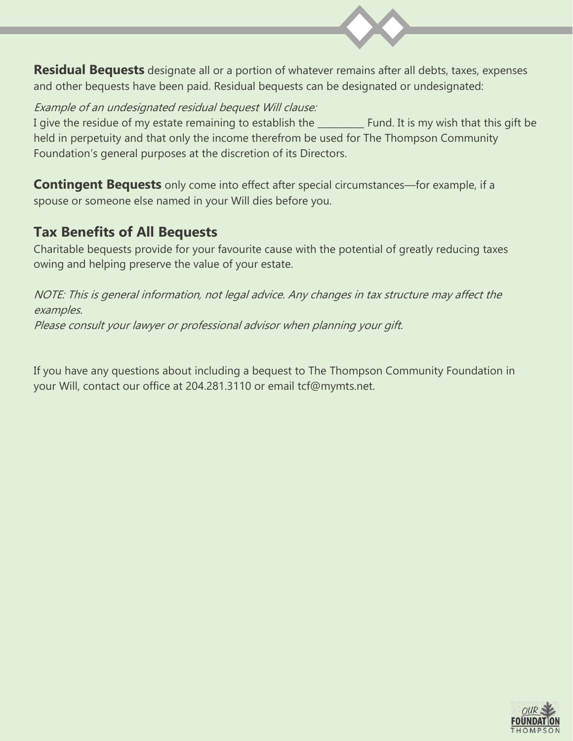**Residual Bequests** designate all or a portion of whatever remains after all debts, taxes, expenses and other bequests have been paid. Residual bequests can be designated or undesignated:

*Example of an undesignated residual bequest Will clause:*
I give the residue of my estate remaining to establish the __________ Fund. It is my wish that this gift be held in perpetuity and that only the income therefrom be used for The Thompson Community Foundation's general purposes at the discretion of its Directors.

**Contingent Bequests** only come into effect after special circumstances—for example, if a spouse or someone else named in your Will dies before you.

## Tax Benefits of All Bequests

Charitable bequests provide for your favourite cause with the potential of greatly reducing taxes owing and helping preserve the value of your estate.

*NOTE: This is general information, not legal advice. Any changes in tax structure may affect the examples.*
*Please consult your lawyer or professional advisor when planning your gift.*

If you have any questions about including a bequest to The Thompson Community Foundation in your Will, contact our office at 204.281.3110 or email tcf@mymts.net.